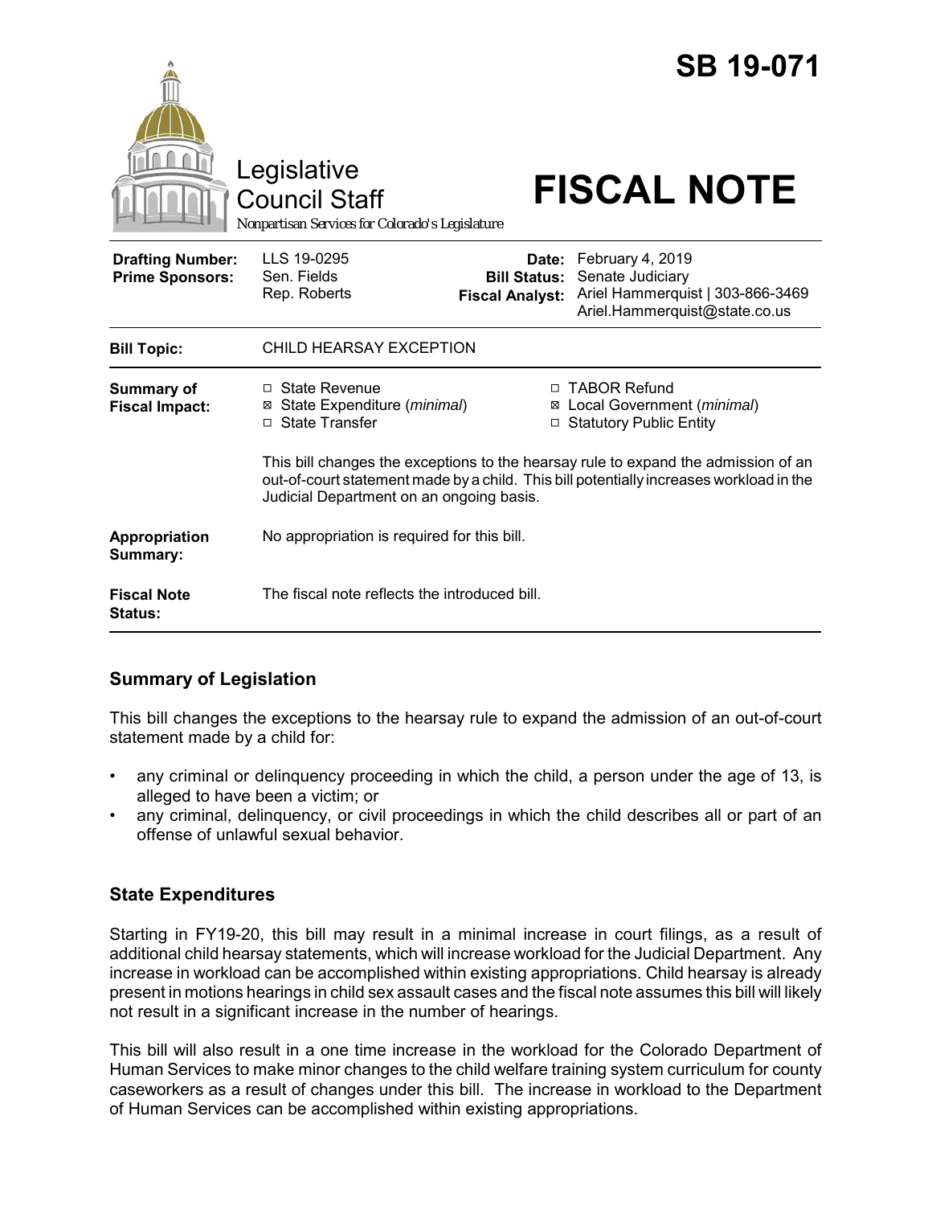# SB 19-071

Legislative Council Staff

Nonpartisan Services for Colorado's Legislature

# FISCAL NOTE

| | | | |
|---|---|---|---|
| **Drafting Number:** | LLS 19-0295 | **Date:** | February 4, 2019 |
| **Prime Sponsors:** | Sen. Fields<br>Rep. Roberts | **Bill Status:** | Senate Judiciary |
| | | **Fiscal Analyst:** | Ariel Hammerquist \| 303-866-3469<br>Ariel.Hammerquist@state.co.us |

| | |
|---|---|
| **Bill Topic:** | CHILD HEARSAY EXCEPTION |
| **Summary of Fiscal Impact:** | ☐ State Revenue<br>☒ State Expenditure (*minimal*)<br>☐ State Transfer<br>☐ TABOR Refund<br>☒ Local Government (*minimal*)<br>☐ Statutory Public Entity<br><br>This bill changes the exceptions to the hearsay rule to expand the admission of an out-of-court statement made by a child. This bill potentially increases workload in the Judicial Department on an ongoing basis. |
| **Appropriation Summary:** | No appropriation is required for this bill. |
| **Fiscal Note Status:** | The fiscal note reflects the introduced bill. |

## Summary of Legislation

This bill changes the exceptions to the hearsay rule to expand the admission of an out-of-court statement made by a child for:

- any criminal or delinquency proceeding in which the child, a person under the age of 13, is alleged to have been a victim; or
- any criminal, delinquency, or civil proceedings in which the child describes all or part of an offense of unlawful sexual behavior.

## State Expenditures

Starting in FY19-20, this bill may result in a minimal increase in court filings, as a result of additional child hearsay statements, which will increase workload for the Judicial Department. Any increase in workload can be accomplished within existing appropriations. Child hearsay is already present in motions hearings in child sex assault cases and the fiscal note assumes this bill will likely not result in a significant increase in the number of hearings.

This bill will also result in a one time increase in the workload for the Colorado Department of Human Services to make minor changes to the child welfare training system curriculum for county caseworkers as a result of changes under this bill. The increase in workload to the Department of Human Services can be accomplished within existing appropriations.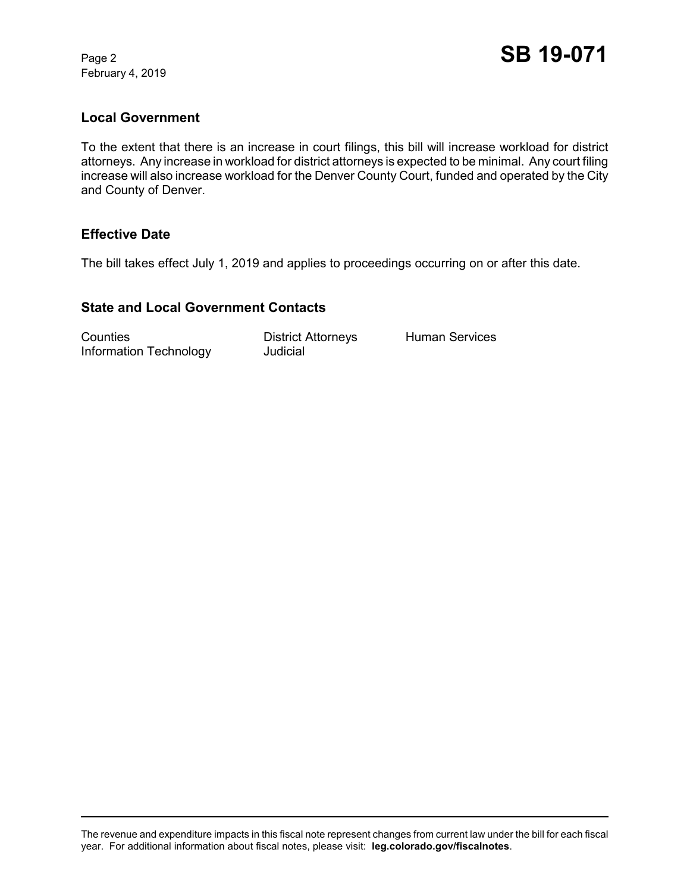## Local Government

To the extent that there is an increase in court filings, this bill will increase workload for district attorneys. Any increase in workload for district attorneys is expected to be minimal. Any court filing increase will also increase workload for the Denver County Court, funded and operated by the City and County of Denver.

## Effective Date

The bill takes effect July 1, 2019 and applies to proceedings occurring on or after this date.

## State and Local Government Contacts

| | | |
|---|---|---|
| Counties | District Attorneys | Human Services |
| Information Technology | Judicial | |

The revenue and expenditure impacts in this fiscal note represent changes from current law under the bill for each fiscal year. For additional information about fiscal notes, please visit: **leg.colorado.gov/fiscalnotes**.